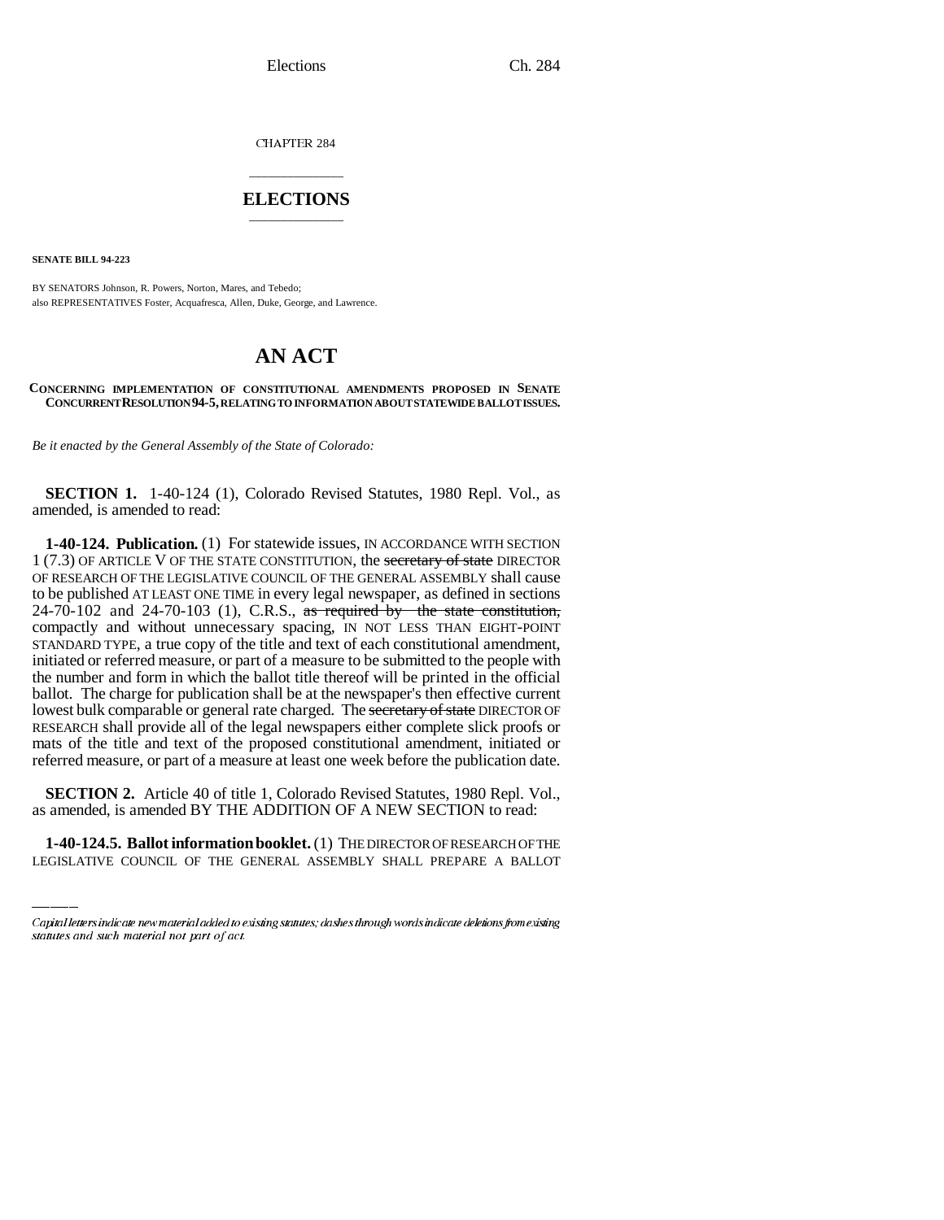CHAPTER 284

# ELECTIONS

**SENATE BILL 94-223**

BY SENATORS Johnson, R. Powers, Norton, Mares, and Tebedo;
also REPRESENTATIVES Foster, Acquafresca, Allen, Duke, George, and Lawrence.

# AN ACT

**CONCERNING IMPLEMENTATION OF CONSTITUTIONAL AMENDMENTS PROPOSED IN SENATE CONCURRENT RESOLUTION 94-5, RELATING TO INFORMATION ABOUT STATEWIDE BALLOT ISSUES.**

*Be it enacted by the General Assembly of the State of Colorado:*

**SECTION 1.** 1-40-124 (1), Colorado Revised Statutes, 1980 Repl. Vol., as amended, is amended to read:

**1-40-124. Publication.** (1) For statewide issues, IN ACCORDANCE WITH SECTION 1 (7.3) OF ARTICLE V OF THE STATE CONSTITUTION, the ~~secretary of state~~ DIRECTOR OF RESEARCH OF THE LEGISLATIVE COUNCIL OF THE GENERAL ASSEMBLY shall cause to be published AT LEAST ONE TIME in every legal newspaper, as defined in sections 24-70-102 and 24-70-103 (1), C.R.S., ~~as required by the state constitution,~~ compactly and without unnecessary spacing, IN NOT LESS THAN EIGHT-POINT STANDARD TYPE, a true copy of the title and text of each constitutional amendment, initiated or referred measure, or part of a measure to be submitted to the people with the number and form in which the ballot title thereof will be printed in the official ballot. The charge for publication shall be at the newspaper's then effective current lowest bulk comparable or general rate charged. The ~~secretary of state~~ DIRECTOR OF RESEARCH shall provide all of the legal newspapers either complete slick proofs or mats of the title and text of the proposed constitutional amendment, initiated or referred measure, or part of a measure at least one week before the publication date.

**SECTION 2.** Article 40 of title 1, Colorado Revised Statutes, 1980 Repl. Vol., as amended, is amended BY THE ADDITION OF A NEW SECTION to read:

**1-40-124.5. Ballot information booklet.** (1) THE DIRECTOR OF RESEARCH OF THE LEGISLATIVE COUNCIL OF THE GENERAL ASSEMBLY SHALL PREPARE A BALLOT

*Capital letters indicate new material added to existing statutes; dashes through words indicate deletions from existing statutes and such material not part of act.*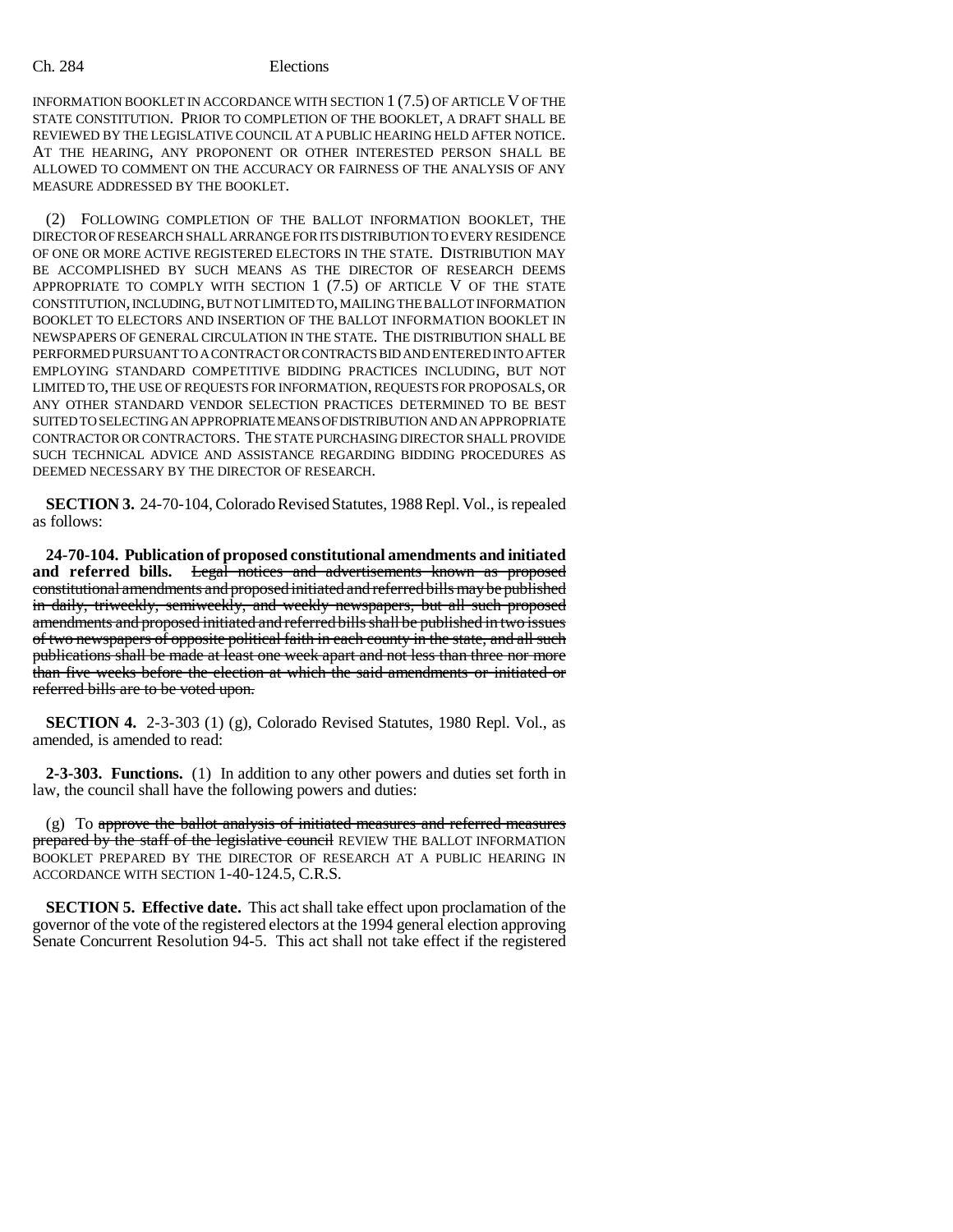INFORMATION BOOKLET IN ACCORDANCE WITH SECTION 1 (7.5) OF ARTICLE V OF THE STATE CONSTITUTION. PRIOR TO COMPLETION OF THE BOOKLET, A DRAFT SHALL BE REVIEWED BY THE LEGISLATIVE COUNCIL AT A PUBLIC HEARING HELD AFTER NOTICE. AT THE HEARING, ANY PROPONENT OR OTHER INTERESTED PERSON SHALL BE ALLOWED TO COMMENT ON THE ACCURACY OR FAIRNESS OF THE ANALYSIS OF ANY MEASURE ADDRESSED BY THE BOOKLET.

(2) FOLLOWING COMPLETION OF THE BALLOT INFORMATION BOOKLET, THE DIRECTOR OF RESEARCH SHALL ARRANGE FOR ITS DISTRIBUTION TO EVERY RESIDENCE OF ONE OR MORE ACTIVE REGISTERED ELECTORS IN THE STATE. DISTRIBUTION MAY BE ACCOMPLISHED BY SUCH MEANS AS THE DIRECTOR OF RESEARCH DEEMS APPROPRIATE TO COMPLY WITH SECTION 1 (7.5) OF ARTICLE V OF THE STATE CONSTITUTION, INCLUDING, BUT NOT LIMITED TO, MAILING THE BALLOT INFORMATION BOOKLET TO ELECTORS AND INSERTION OF THE BALLOT INFORMATION BOOKLET IN NEWSPAPERS OF GENERAL CIRCULATION IN THE STATE. THE DISTRIBUTION SHALL BE PERFORMED PURSUANT TO A CONTRACT OR CONTRACTS BID AND ENTERED INTO AFTER EMPLOYING STANDARD COMPETITIVE BIDDING PRACTICES INCLUDING, BUT NOT LIMITED TO, THE USE OF REQUESTS FOR INFORMATION, REQUESTS FOR PROPOSALS, OR ANY OTHER STANDARD VENDOR SELECTION PRACTICES DETERMINED TO BE BEST SUITED TO SELECTING AN APPROPRIATE MEANS OF DISTRIBUTION AND AN APPROPRIATE CONTRACTOR OR CONTRACTORS. THE STATE PURCHASING DIRECTOR SHALL PROVIDE SUCH TECHNICAL ADVICE AND ASSISTANCE REGARDING BIDDING PROCEDURES AS DEEMED NECESSARY BY THE DIRECTOR OF RESEARCH.

**SECTION 3.** 24-70-104, Colorado Revised Statutes, 1988 Repl. Vol., is repealed as follows:

**24-70-104. Publication of proposed constitutional amendments and initiated and referred bills.** ~~Legal notices and advertisements known as proposed constitutional amendments and proposed initiated and referred bills may be published in daily, triweekly, semiweekly, and weekly newspapers, but all such proposed amendments and proposed initiated and referred bills shall be published in two issues of two newspapers of opposite political faith in each county in the state, and all such publications shall be made at least one week apart and not less than three nor more than five weeks before the election at which the said amendments or initiated or referred bills are to be voted upon.~~

**SECTION 4.** 2-3-303 (1) (g), Colorado Revised Statutes, 1980 Repl. Vol., as amended, is amended to read:

**2-3-303. Functions.** (1) In addition to any other powers and duties set forth in law, the council shall have the following powers and duties:

(g) To ~~approve the ballot analysis of initiated measures and referred measures prepared by the staff of the legislative council~~ REVIEW THE BALLOT INFORMATION BOOKLET PREPARED BY THE DIRECTOR OF RESEARCH AT A PUBLIC HEARING IN ACCORDANCE WITH SECTION 1-40-124.5, C.R.S.

**SECTION 5. Effective date.** This act shall take effect upon proclamation of the governor of the vote of the registered electors at the 1994 general election approving Senate Concurrent Resolution 94-5. This act shall not take effect if the registered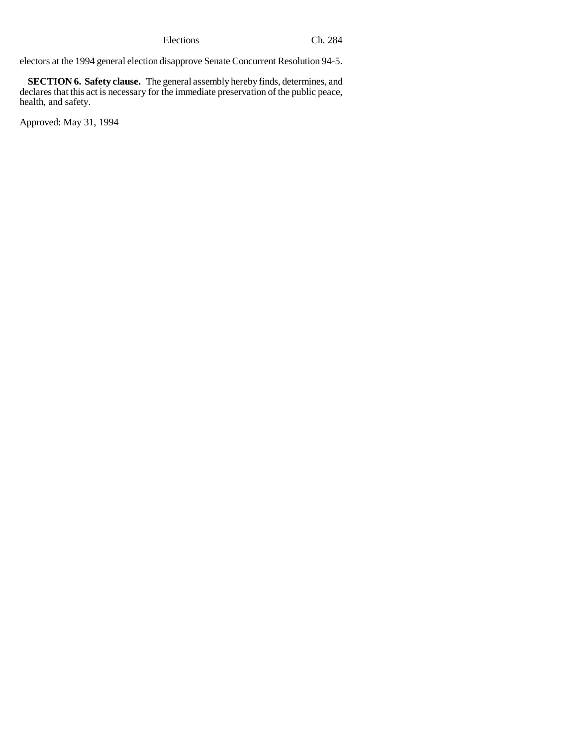electors at the 1994 general election disapprove Senate Concurrent Resolution 94-5.

**SECTION 6. Safety clause.** The general assembly hereby finds, determines, and declares that this act is necessary for the immediate preservation of the public peace, health, and safety.

Approved: May 31, 1994